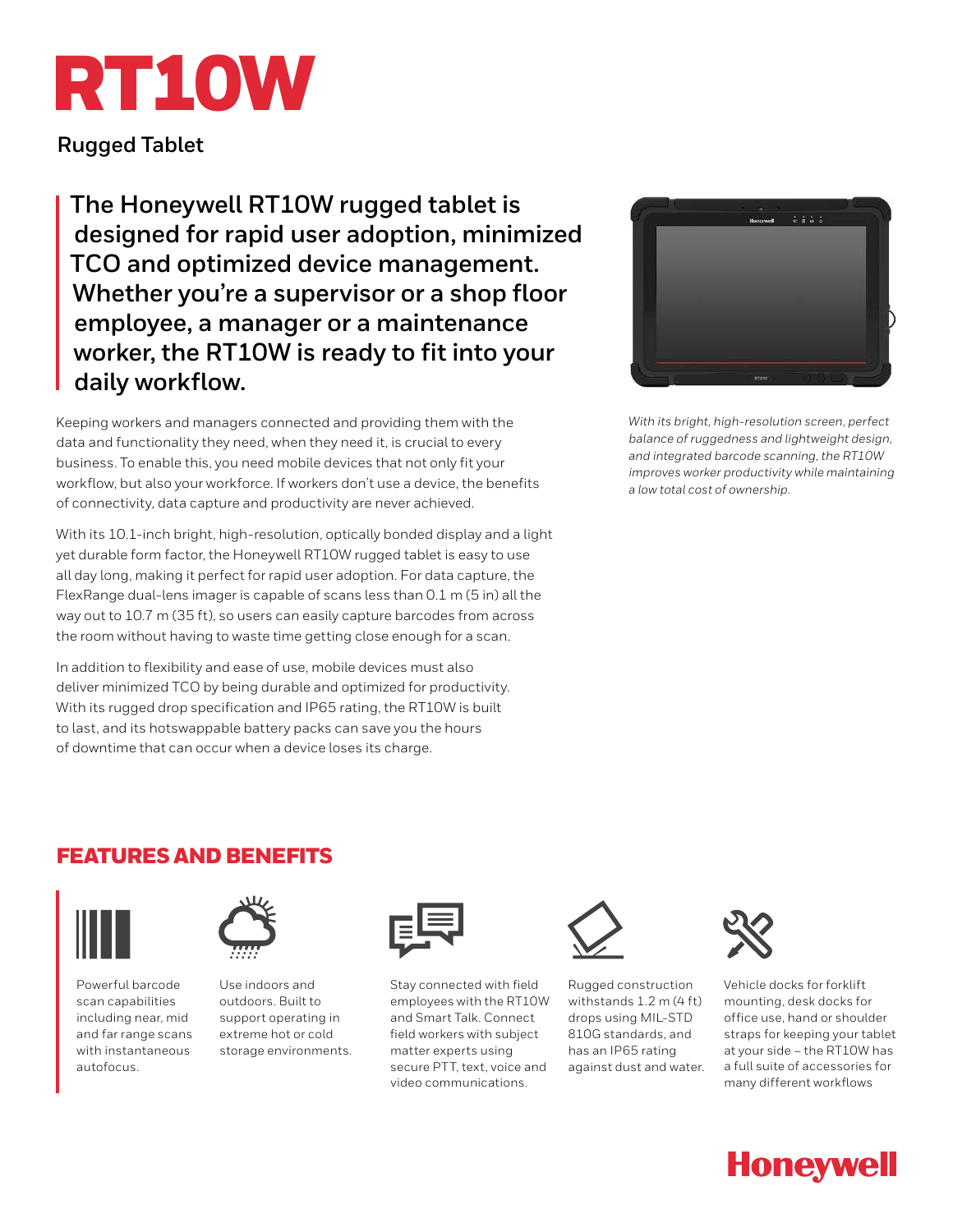# RT10W

## Rugged Tablet

**The Honeywell RT10W rugged tablet is designed for rapid user adoption, minimized TCO and optimized device management. Whether you're a supervisor or a shop floor employee, a manager or a maintenance worker, the RT10W is ready to fit into your daily workflow.**

Keeping workers and managers connected and providing them with the data and functionality they need, when they need it, is crucial to every business. To enable this, you need mobile devices that not only fit your workflow, but also your workforce. If workers don't use a device, the benefits of connectivity, data capture and productivity are never achieved.

With its 10.1-inch bright, high-resolution, optically bonded display and a light yet durable form factor, the Honeywell RT10W rugged tablet is easy to use all day long, making it perfect for rapid user adoption. For data capture, the FlexRange dual-lens imager is capable of scans less than 0.1 m (5 in) all the way out to 10.7 m (35 ft), so users can easily capture barcodes from across the room without having to waste time getting close enough for a scan.

In addition to flexibility and ease of use, mobile devices must also deliver minimized TCO by being durable and optimized for productivity. With its rugged drop specification and IP65 rating, the RT10W is built to last, and its hotswappable battery packs can save you the hours of downtime that can occur when a device loses its charge.

*With its bright, high-resolution screen, perfect balance of ruggedness and lightweight design, and integrated barcode scanning, the RT10W improves worker productivity while maintaining a low total cost of ownership.*

## FEATURES AND BENEFITS

- Powerful barcode scan capabilities including near, mid and far range scans with instantaneous autofocus.
- Use indoors and outdoors. Built to support operating in extreme hot or cold storage environments.
- Stay connected with field employees with the RT10W and Smart Talk. Connect field workers with subject matter experts using secure PTT, text, voice and video communications.
- Rugged construction withstands 1.2 m (4 ft) drops using MIL-STD 810G standards, and has an IP65 rating against dust and water.
- Vehicle docks for forklift mounting, desk docks for office use, hand or shoulder straps for keeping your tablet at your side – the RT10W has a full suite of accessories for many different workflows

Honeywell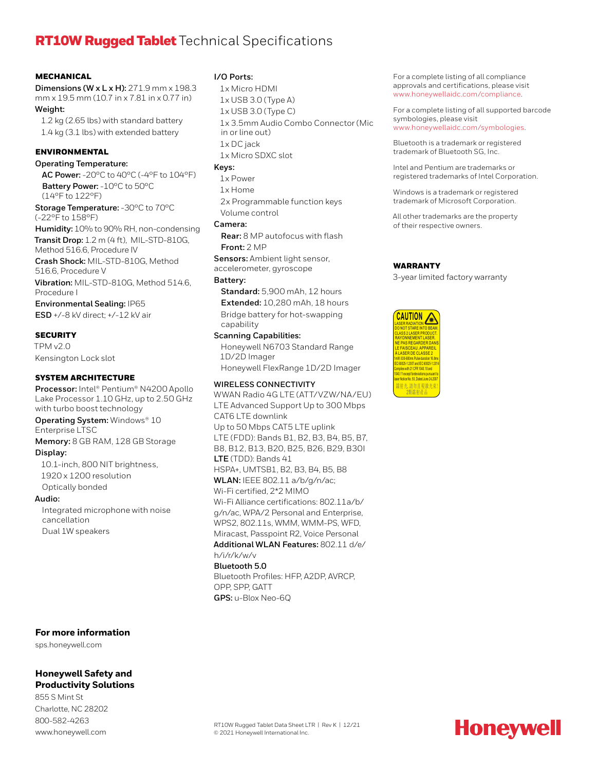# **RT10W Rugged Tablet** Technical Specifications

### MECHANICAL

**Dimensions (W x L x H):** 271.9 mm x 198.3 mm x 19.5 mm (10.7 in x 7.81 in x 0.77 in)

**Weight:**

1.2 kg (2.65 lbs) with standard battery

1.4 kg (3.1 lbs) with extended battery

### ENVIRONMENTAL

**Operating Temperature:**

**AC Power:** -20°C to 40°C (-4°F to 104°F)

**Battery Power:** -10°C to 50°C (14°F to 122°F)

**Storage Temperature:** -30°C to 70°C (-22°F to 158°F)

**Humidity:** 10% to 90% RH, non-condensing

**Transit Drop:** 1.2 m (4 ft), MIL-STD-810G, Method 516.6, Procedure IV

**Crash Shock:** MIL-STD-810G, Method 516.6, Procedure V

**Vibration:** MIL-STD-810G, Method 514.6, Procedure I

**Environmental Sealing:** IP65

**ESD** +/-8 kV direct; +/-12 kV air

### SECURITY

TPM v2.0

Kensington Lock slot

### SYSTEM ARCHITECTURE

**Processor:** Intel® Pentium® N4200 Apollo Lake Processor 1.10 GHz, up to 2.50 GHz with turbo boost technology

**Operating System:** Windows® 10 Enterprise LTSC

**Memory:** 8 GB RAM, 128 GB Storage

**Display:**

10.1-inch, 800 NIT brightness, 1920 x 1200 resolution

Optically bonded

**Audio:**

Integrated microphone with noise cancellation

Dual 1W speakers

**I/O Ports:**

1x Micro HDMI

1x USB 3.0 (Type A)

1x USB 3.0 (Type C)

1x 3.5mm Audio Combo Connector (Mic in or line out)

1x DC jack

1x Micro SDXC slot

**Keys:**

1x Power

1x Home

2x Programmable function keys

Volume control

**Camera:**

**Rear:** 8 MP autofocus with flash

**Front:** 2 MP

**Sensors:** Ambient light sensor, accelerometer, gyroscope

**Battery:**

**Standard:** 5,900 mAh, 12 hours

**Extended:** 10,280 mAh, 18 hours

Bridge battery for hot-swapping capability

**Scanning Capabilities:**

Honeywell N6703 Standard Range 1D/2D Imager

Honeywell FlexRange 1D/2D Imager

### WIRELESS CONNECTIVITY

WWAN Radio 4G LTE (ATT/VZW/NA/EU)

LTE Advanced Support Up to 300 Mbps CAT6 LTE downlink

Up to 50 Mbps CAT5 LTE uplink

LTE (FDD): Bands B1, B2, B3, B4, B5, B7, B8, B12, B13, B20, B25, B26, B29, B30I

**LTE** (TDD): Bands 41

HSPA+, UMTSB1, B2, B3, B4, B5, B8

**WLAN:** IEEE 802.11 a/b/g/n/ac;

Wi-Fi certified, 2*2 MIMO

Wi-Fi Alliance certifications: 802.11a/b/g/n/ac, WPA/2 Personal and Enterprise, WPS2, 802.11s, WMM, WMM-PS, WFD, Miracast, Passpoint R2, Voice Personal

**Additional WLAN Features:** 802.11 d/e/h/i/r/k/w/v

**Bluetooth 5.0**

Bluetooth Profiles: HFP, A2DP, AVRCP, OPP, SPP, GATT

**GPS:** u-Blox Neo-6Q

For a complete listing of all compliance approvals and certifications, please visit www.honeywellaidc.com/compliance.

For a complete listing of all supported barcode symbologies, please visit www.honeywellaidc.com/symbologies.

Bluetooth is a trademark or registered trademark of Bluetooth SG, Inc.

Intel and Pentium are trademarks or registered trademarks of Intel Corporation.

Windows is a trademark or registered trademark of Microsoft Corporation.

All other trademarks are the property of their respective owners.

### WARRANTY

3-year limited factory warranty

CAUTION
LASER RADIATION
DO NOT STARE INTO BEAM.
CLASS 2 LASER PRODUCT.
RAYONNEMENT LASER.
NE PAS REGARDER DANS LE FAISCEAU. APPAREIL A LASER DE CLASSE 2
1mW, 630-680nm, Pulse duration 16.8ms
IEC 60825-1:2007 and IEC 60825-1:2014
Complies with 21 CFR 1040.10 and 1040.11 except for deviations pursuant to laser Notice No. 50, Dated June 24, 2007
雷射光,請勿直視激光束!
2類雷射產品

### For more information

sps.honeywell.com

### Honeywell Safety and Productivity Solutions

855 S Mint St
Charlotte, NC 28202
800-582-4263
www.honeywell.com

RT10W Rugged Tablet Data Sheet LTR | Rev K | 12/21
© 2021 Honeywell International Inc.

Honeywell